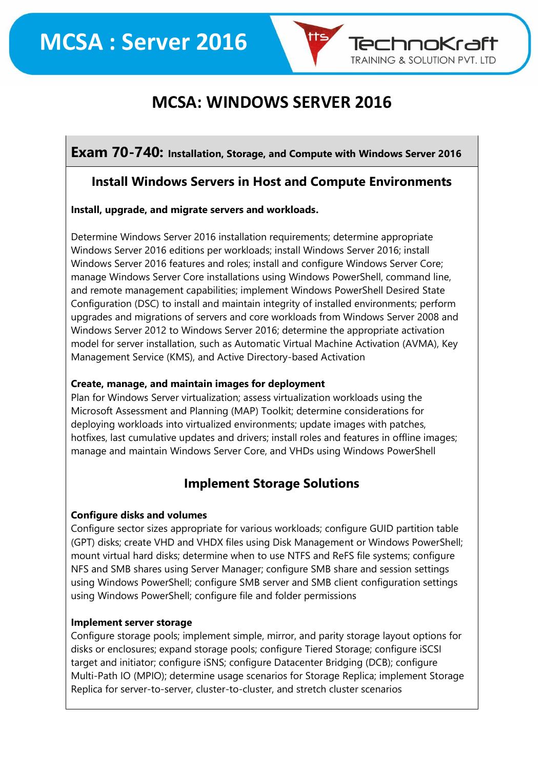# MCSA: WINDOWS SERVER 2016

## Exam 70-740: Installation, Storage, and Compute with Windows Server 2016

### Install Windows Servers in Host and Compute Environments

**Install, upgrade, and migrate servers and workloads.**

Determine Windows Server 2016 installation requirements; determine appropriate Windows Server 2016 editions per workloads; install Windows Server 2016; install Windows Server 2016 features and roles; install and configure Windows Server Core; manage Windows Server Core installations using Windows PowerShell, command line, and remote management capabilities; implement Windows PowerShell Desired State Configuration (DSC) to install and maintain integrity of installed environments; perform upgrades and migrations of servers and core workloads from Windows Server 2008 and Windows Server 2012 to Windows Server 2016; determine the appropriate activation model for server installation, such as Automatic Virtual Machine Activation (AVMA), Key Management Service (KMS), and Active Directory-based Activation

**Create, manage, and maintain images for deployment**
Plan for Windows Server virtualization; assess virtualization workloads using the Microsoft Assessment and Planning (MAP) Toolkit; determine considerations for deploying workloads into virtualized environments; update images with patches, hotfixes, last cumulative updates and drivers; install roles and features in offline images; manage and maintain Windows Server Core, and VHDs using Windows PowerShell

### Implement Storage Solutions

**Configure disks and volumes**
Configure sector sizes appropriate for various workloads; configure GUID partition table (GPT) disks; create VHD and VHDX files using Disk Management or Windows PowerShell; mount virtual hard disks; determine when to use NTFS and ReFS file systems; configure NFS and SMB shares using Server Manager; configure SMB share and session settings using Windows PowerShell; configure SMB server and SMB client configuration settings using Windows PowerShell; configure file and folder permissions

**Implement server storage**
Configure storage pools; implement simple, mirror, and parity storage layout options for disks or enclosures; expand storage pools; configure Tiered Storage; configure iSCSI target and initiator; configure iSNS; configure Datacenter Bridging (DCB); configure Multi-Path IO (MPIO); determine usage scenarios for Storage Replica; implement Storage Replica for server-to-server, cluster-to-cluster, and stretch cluster scenarios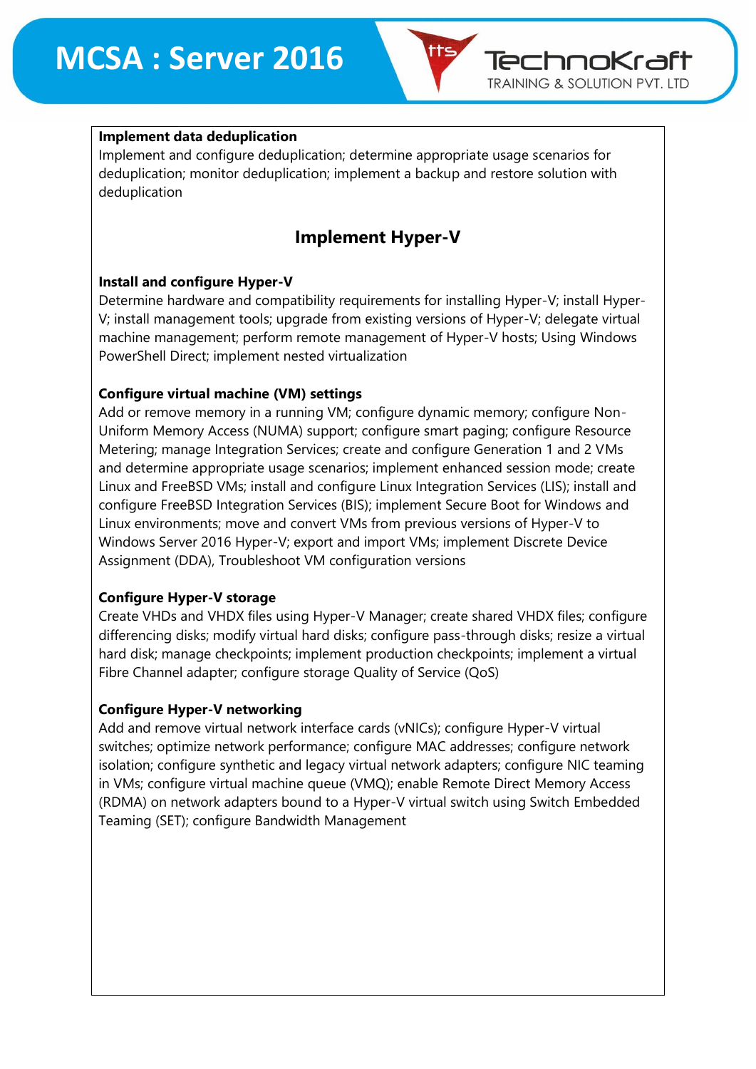**Implement data deduplication**
Implement and configure deduplication; determine appropriate usage scenarios for deduplication; monitor deduplication; implement a backup and restore solution with deduplication

## Implement Hyper-V

**Install and configure Hyper-V**
Determine hardware and compatibility requirements for installing Hyper-V; install Hyper-V; install management tools; upgrade from existing versions of Hyper-V; delegate virtual machine management; perform remote management of Hyper-V hosts; Using Windows PowerShell Direct; implement nested virtualization

**Configure virtual machine (VM) settings**
Add or remove memory in a running VM; configure dynamic memory; configure Non-Uniform Memory Access (NUMA) support; configure smart paging; configure Resource Metering; manage Integration Services; create and configure Generation 1 and 2 VMs and determine appropriate usage scenarios; implement enhanced session mode; create Linux and FreeBSD VMs; install and configure Linux Integration Services (LIS); install and configure FreeBSD Integration Services (BIS); implement Secure Boot for Windows and Linux environments; move and convert VMs from previous versions of Hyper-V to Windows Server 2016 Hyper-V; export and import VMs; implement Discrete Device Assignment (DDA), Troubleshoot VM configuration versions

**Configure Hyper-V storage**
Create VHDs and VHDX files using Hyper-V Manager; create shared VHDX files; configure differencing disks; modify virtual hard disks; configure pass-through disks; resize a virtual hard disk; manage checkpoints; implement production checkpoints; implement a virtual Fibre Channel adapter; configure storage Quality of Service (QoS)

**Configure Hyper-V networking**
Add and remove virtual network interface cards (vNICs); configure Hyper-V virtual switches; optimize network performance; configure MAC addresses; configure network isolation; configure synthetic and legacy virtual network adapters; configure NIC teaming in VMs; configure virtual machine queue (VMQ); enable Remote Direct Memory Access (RDMA) on network adapters bound to a Hyper-V virtual switch using Switch Embedded Teaming (SET); configure Bandwidth Management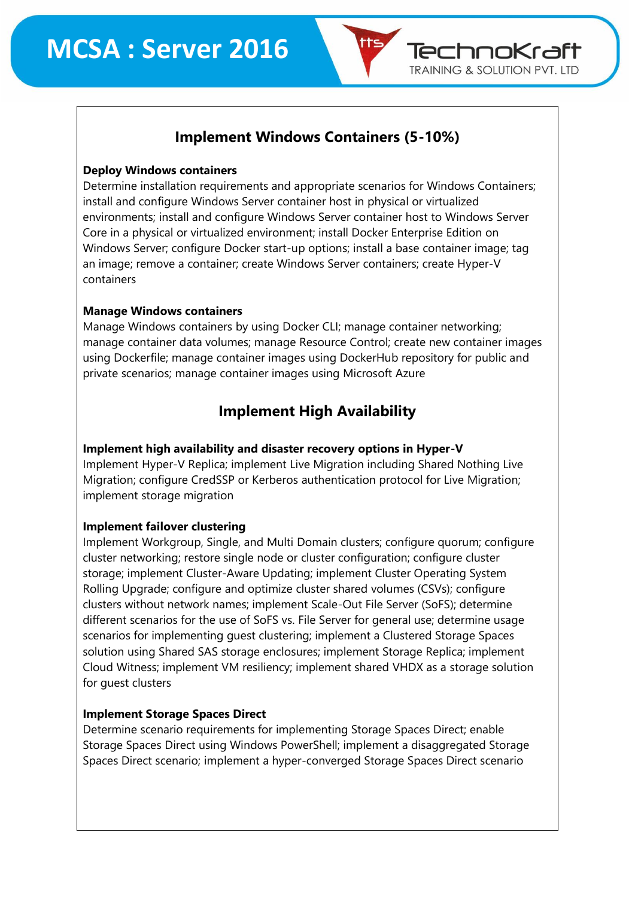## Implement Windows Containers (5-10%)

**Deploy Windows containers**

Determine installation requirements and appropriate scenarios for Windows Containers; install and configure Windows Server container host in physical or virtualized environments; install and configure Windows Server container host to Windows Server Core in a physical or virtualized environment; install Docker Enterprise Edition on Windows Server; configure Docker start-up options; install a base container image; tag an image; remove a container; create Windows Server containers; create Hyper-V containers

**Manage Windows containers**

Manage Windows containers by using Docker CLI; manage container networking; manage container data volumes; manage Resource Control; create new container images using Dockerfile; manage container images using DockerHub repository for public and private scenarios; manage container images using Microsoft Azure

## Implement High Availability

**Implement high availability and disaster recovery options in Hyper-V**

Implement Hyper-V Replica; implement Live Migration including Shared Nothing Live Migration; configure CredSSP or Kerberos authentication protocol for Live Migration; implement storage migration

**Implement failover clustering**

Implement Workgroup, Single, and Multi Domain clusters; configure quorum; configure cluster networking; restore single node or cluster configuration; configure cluster storage; implement Cluster-Aware Updating; implement Cluster Operating System Rolling Upgrade; configure and optimize cluster shared volumes (CSVs); configure clusters without network names; implement Scale-Out File Server (SoFS); determine different scenarios for the use of SoFS vs. File Server for general use; determine usage scenarios for implementing guest clustering; implement a Clustered Storage Spaces solution using Shared SAS storage enclosures; implement Storage Replica; implement Cloud Witness; implement VM resiliency; implement shared VHDX as a storage solution for guest clusters

**Implement Storage Spaces Direct**

Determine scenario requirements for implementing Storage Spaces Direct; enable Storage Spaces Direct using Windows PowerShell; implement a disaggregated Storage Spaces Direct scenario; implement a hyper-converged Storage Spaces Direct scenario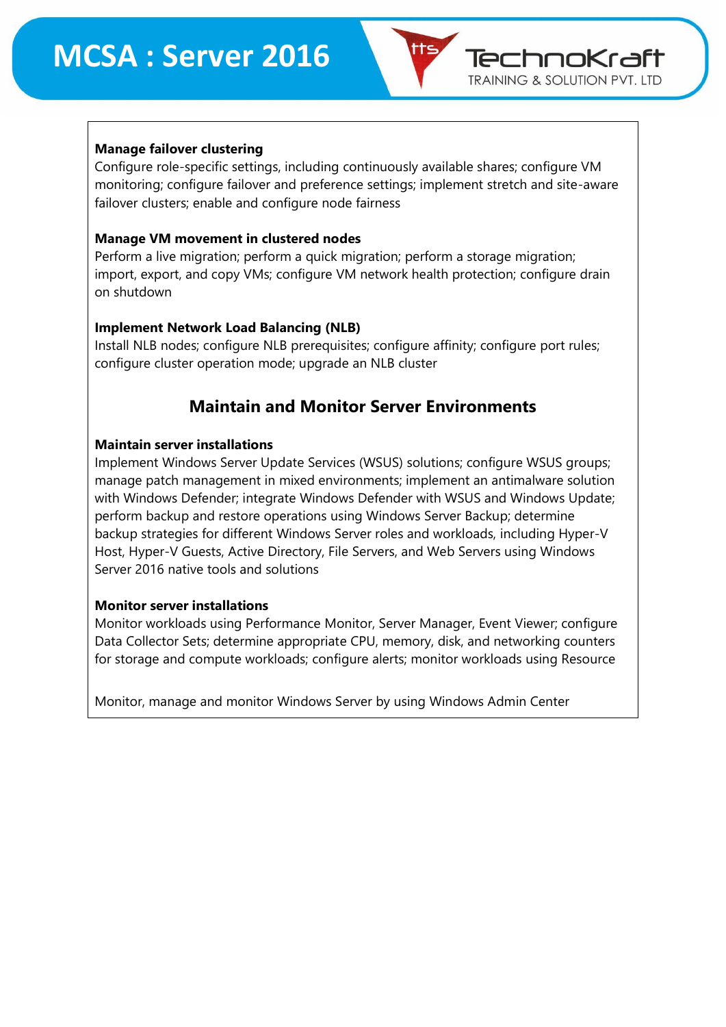**Manage failover clustering**

Configure role-specific settings, including continuously available shares; configure VM monitoring; configure failover and preference settings; implement stretch and site-aware failover clusters; enable and configure node fairness

**Manage VM movement in clustered nodes**

Perform a live migration; perform a quick migration; perform a storage migration; import, export, and copy VMs; configure VM network health protection; configure drain on shutdown

**Implement Network Load Balancing (NLB)**

Install NLB nodes; configure NLB prerequisites; configure affinity; configure port rules; configure cluster operation mode; upgrade an NLB cluster

## Maintain and Monitor Server Environments

**Maintain server installations**

Implement Windows Server Update Services (WSUS) solutions; configure WSUS groups; manage patch management in mixed environments; implement an antimalware solution with Windows Defender; integrate Windows Defender with WSUS and Windows Update; perform backup and restore operations using Windows Server Backup; determine backup strategies for different Windows Server roles and workloads, including Hyper-V Host, Hyper-V Guests, Active Directory, File Servers, and Web Servers using Windows Server 2016 native tools and solutions

**Monitor server installations**

Monitor workloads using Performance Monitor, Server Manager, Event Viewer; configure Data Collector Sets; determine appropriate CPU, memory, disk, and networking counters for storage and compute workloads; configure alerts; monitor workloads using Resource

Monitor, manage and monitor Windows Server by using Windows Admin Center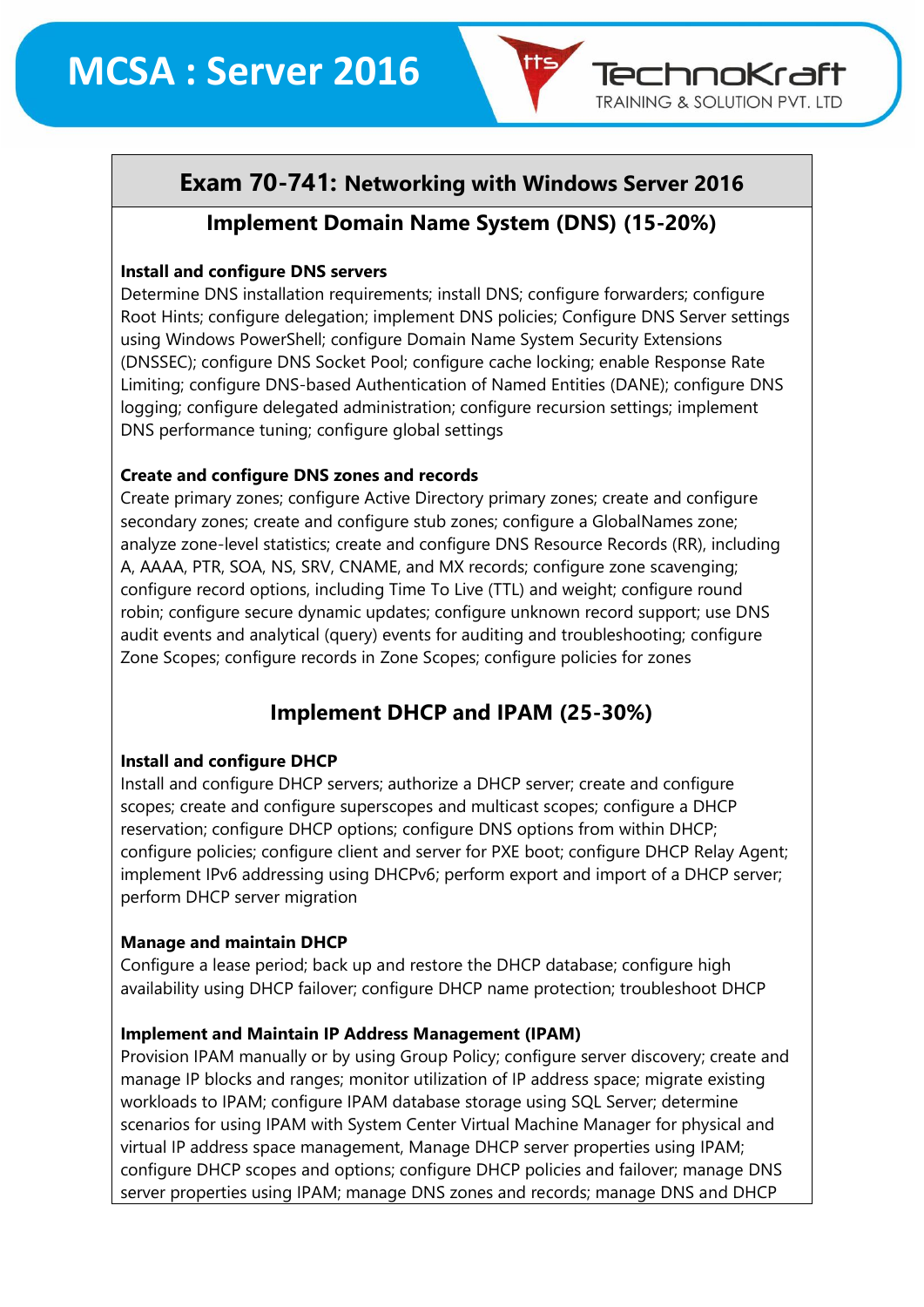# MCSA : Server 2016

## Exam 70-741: Networking with Windows Server 2016

### Implement Domain Name System (DNS) (15-20%)

**Install and configure DNS servers**
Determine DNS installation requirements; install DNS; configure forwarders; configure Root Hints; configure delegation; implement DNS policies; Configure DNS Server settings using Windows PowerShell; configure Domain Name System Security Extensions (DNSSEC); configure DNS Socket Pool; configure cache locking; enable Response Rate Limiting; configure DNS-based Authentication of Named Entities (DANE); configure DNS logging; configure delegated administration; configure recursion settings; implement DNS performance tuning; configure global settings

**Create and configure DNS zones and records**
Create primary zones; configure Active Directory primary zones; create and configure secondary zones; create and configure stub zones; configure a GlobalNames zone; analyze zone-level statistics; create and configure DNS Resource Records (RR), including A, AAAA, PTR, SOA, NS, SRV, CNAME, and MX records; configure zone scavenging; configure record options, including Time To Live (TTL) and weight; configure round robin; configure secure dynamic updates; configure unknown record support; use DNS audit events and analytical (query) events for auditing and troubleshooting; configure Zone Scopes; configure records in Zone Scopes; configure policies for zones

### Implement DHCP and IPAM (25-30%)

**Install and configure DHCP**
Install and configure DHCP servers; authorize a DHCP server; create and configure scopes; create and configure superscopes and multicast scopes; configure a DHCP reservation; configure DHCP options; configure DNS options from within DHCP; configure policies; configure client and server for PXE boot; configure DHCP Relay Agent; implement IPv6 addressing using DHCPv6; perform export and import of a DHCP server; perform DHCP server migration

**Manage and maintain DHCP**
Configure a lease period; back up and restore the DHCP database; configure high availability using DHCP failover; configure DHCP name protection; troubleshoot DHCP

**Implement and Maintain IP Address Management (IPAM)**
Provision IPAM manually or by using Group Policy; configure server discovery; create and manage IP blocks and ranges; monitor utilization of IP address space; migrate existing workloads to IPAM; configure IPAM database storage using SQL Server; determine scenarios for using IPAM with System Center Virtual Machine Manager for physical and virtual IP address space management, Manage DHCP server properties using IPAM; configure DHCP scopes and options; configure DHCP policies and failover; manage DNS server properties using IPAM; manage DNS zones and records; manage DNS and DHCP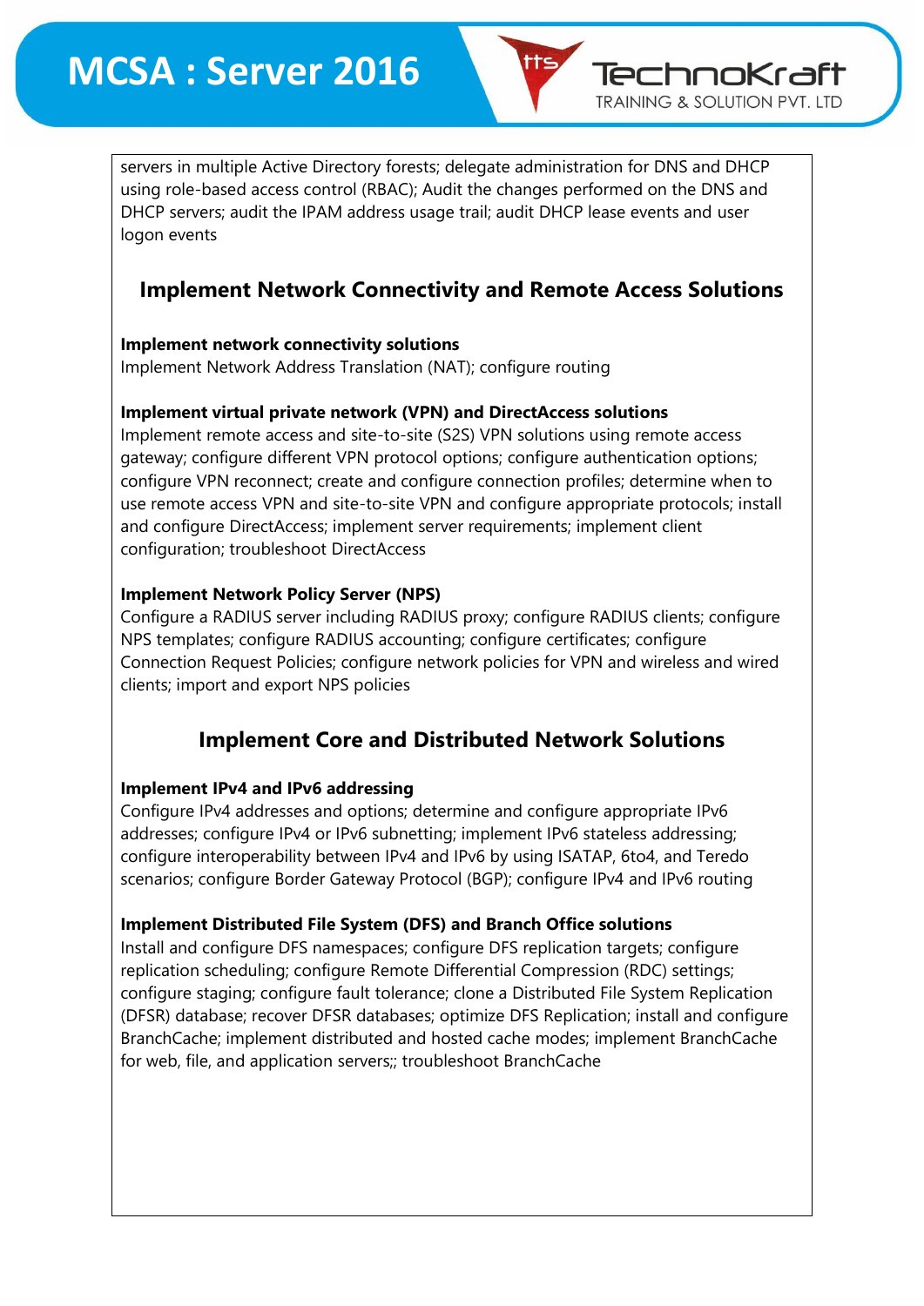servers in multiple Active Directory forests; delegate administration for DNS and DHCP using role-based access control (RBAC); Audit the changes performed on the DNS and DHCP servers; audit the IPAM address usage trail; audit DHCP lease events and user logon events

## Implement Network Connectivity and Remote Access Solutions

**Implement network connectivity solutions**
Implement Network Address Translation (NAT); configure routing

**Implement virtual private network (VPN) and DirectAccess solutions**
Implement remote access and site-to-site (S2S) VPN solutions using remote access gateway; configure different VPN protocol options; configure authentication options; configure VPN reconnect; create and configure connection profiles; determine when to use remote access VPN and site-to-site VPN and configure appropriate protocols; install and configure DirectAccess; implement server requirements; implement client configuration; troubleshoot DirectAccess

**Implement Network Policy Server (NPS)**
Configure a RADIUS server including RADIUS proxy; configure RADIUS clients; configure NPS templates; configure RADIUS accounting; configure certificates; configure Connection Request Policies; configure network policies for VPN and wireless and wired clients; import and export NPS policies

## Implement Core and Distributed Network Solutions

**Implement IPv4 and IPv6 addressing**
Configure IPv4 addresses and options; determine and configure appropriate IPv6 addresses; configure IPv4 or IPv6 subnetting; implement IPv6 stateless addressing; configure interoperability between IPv4 and IPv6 by using ISATAP, 6to4, and Teredo scenarios; configure Border Gateway Protocol (BGP); configure IPv4 and IPv6 routing

**Implement Distributed File System (DFS) and Branch Office solutions**
Install and configure DFS namespaces; configure DFS replication targets; configure replication scheduling; configure Remote Differential Compression (RDC) settings; configure staging; configure fault tolerance; clone a Distributed File System Replication (DFSR) database; recover DFSR databases; optimize DFS Replication; install and configure BranchCache; implement distributed and hosted cache modes; implement BranchCache for web, file, and application servers;; troubleshoot BranchCache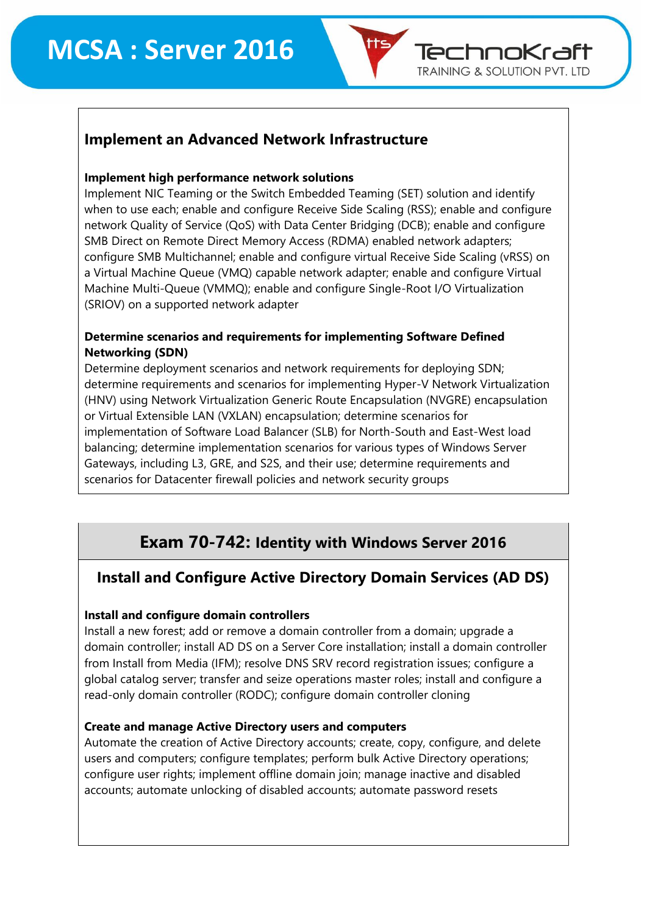## Implement an Advanced Network Infrastructure

**Implement high performance network solutions**

Implement NIC Teaming or the Switch Embedded Teaming (SET) solution and identify when to use each; enable and configure Receive Side Scaling (RSS); enable and configure network Quality of Service (QoS) with Data Center Bridging (DCB); enable and configure SMB Direct on Remote Direct Memory Access (RDMA) enabled network adapters; configure SMB Multichannel; enable and configure virtual Receive Side Scaling (vRSS) on a Virtual Machine Queue (VMQ) capable network adapter; enable and configure Virtual Machine Multi-Queue (VMMQ); enable and configure Single-Root I/O Virtualization (SRIOV) on a supported network adapter

**Determine scenarios and requirements for implementing Software Defined Networking (SDN)**

Determine deployment scenarios and network requirements for deploying SDN; determine requirements and scenarios for implementing Hyper-V Network Virtualization (HNV) using Network Virtualization Generic Route Encapsulation (NVGRE) encapsulation or Virtual Extensible LAN (VXLAN) encapsulation; determine scenarios for implementation of Software Load Balancer (SLB) for North-South and East-West load balancing; determine implementation scenarios for various types of Windows Server Gateways, including L3, GRE, and S2S, and their use; determine requirements and scenarios for Datacenter firewall policies and network security groups

# Exam 70-742: Identity with Windows Server 2016

## Install and Configure Active Directory Domain Services (AD DS)

**Install and configure domain controllers**

Install a new forest; add or remove a domain controller from a domain; upgrade a domain controller; install AD DS on a Server Core installation; install a domain controller from Install from Media (IFM); resolve DNS SRV record registration issues; configure a global catalog server; transfer and seize operations master roles; install and configure a read-only domain controller (RODC); configure domain controller cloning

**Create and manage Active Directory users and computers**

Automate the creation of Active Directory accounts; create, copy, configure, and delete users and computers; configure templates; perform bulk Active Directory operations; configure user rights; implement offline domain join; manage inactive and disabled accounts; automate unlocking of disabled accounts; automate password resets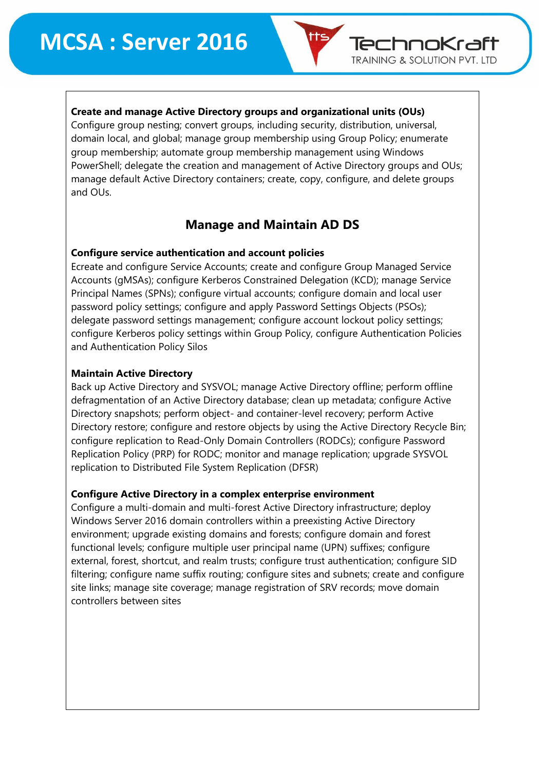**Create and manage Active Directory groups and organizational units (OUs)**
Configure group nesting; convert groups, including security, distribution, universal, domain local, and global; manage group membership using Group Policy; enumerate group membership; automate group membership management using Windows PowerShell; delegate the creation and management of Active Directory groups and OUs; manage default Active Directory containers; create, copy, configure, and delete groups and OUs.

## Manage and Maintain AD DS

**Configure service authentication and account policies**
Ecreate and configure Service Accounts; create and configure Group Managed Service Accounts (gMSAs); configure Kerberos Constrained Delegation (KCD); manage Service Principal Names (SPNs); configure virtual accounts; configure domain and local user password policy settings; configure and apply Password Settings Objects (PSOs); delegate password settings management; configure account lockout policy settings; configure Kerberos policy settings within Group Policy, configure Authentication Policies and Authentication Policy Silos

**Maintain Active Directory**
Back up Active Directory and SYSVOL; manage Active Directory offline; perform offline defragmentation of an Active Directory database; clean up metadata; configure Active Directory snapshots; perform object- and container-level recovery; perform Active Directory restore; configure and restore objects by using the Active Directory Recycle Bin; configure replication to Read-Only Domain Controllers (RODCs); configure Password Replication Policy (PRP) for RODC; monitor and manage replication; upgrade SYSVOL replication to Distributed File System Replication (DFSR)

**Configure Active Directory in a complex enterprise environment**
Configure a multi-domain and multi-forest Active Directory infrastructure; deploy Windows Server 2016 domain controllers within a preexisting Active Directory environment; upgrade existing domains and forests; configure domain and forest functional levels; configure multiple user principal name (UPN) suffixes; configure external, forest, shortcut, and realm trusts; configure trust authentication; configure SID filtering; configure name suffix routing; configure sites and subnets; create and configure site links; manage site coverage; manage registration of SRV records; move domain controllers between sites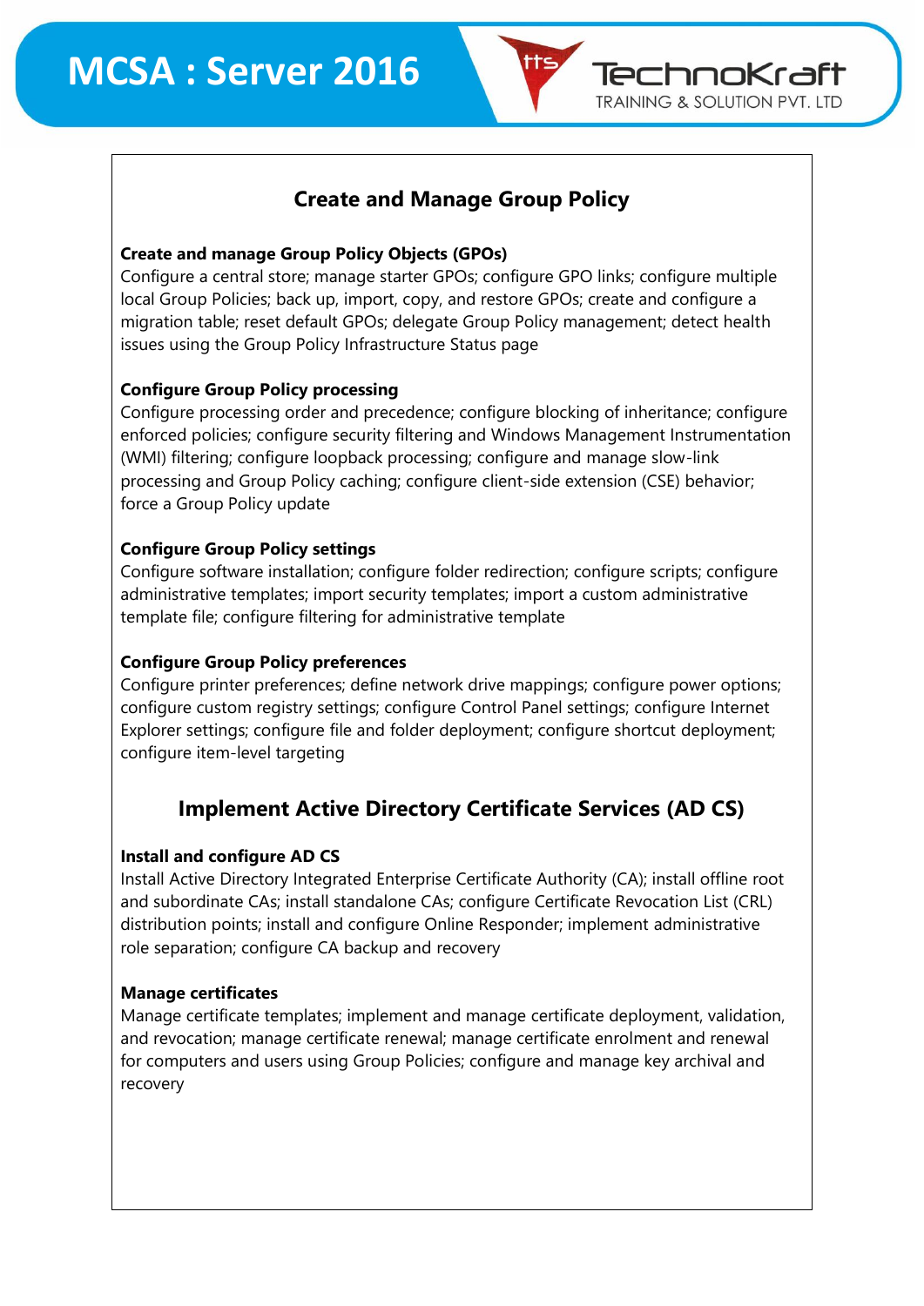## Create and Manage Group Policy

**Create and manage Group Policy Objects (GPOs)**
Configure a central store; manage starter GPOs; configure GPO links; configure multiple local Group Policies; back up, import, copy, and restore GPOs; create and configure a migration table; reset default GPOs; delegate Group Policy management; detect health issues using the Group Policy Infrastructure Status page

**Configure Group Policy processing**
Configure processing order and precedence; configure blocking of inheritance; configure enforced policies; configure security filtering and Windows Management Instrumentation (WMI) filtering; configure loopback processing; configure and manage slow-link processing and Group Policy caching; configure client-side extension (CSE) behavior; force a Group Policy update

**Configure Group Policy settings**
Configure software installation; configure folder redirection; configure scripts; configure administrative templates; import security templates; import a custom administrative template file; configure filtering for administrative template

**Configure Group Policy preferences**
Configure printer preferences; define network drive mappings; configure power options; configure custom registry settings; configure Control Panel settings; configure Internet Explorer settings; configure file and folder deployment; configure shortcut deployment; configure item-level targeting

## Implement Active Directory Certificate Services (AD CS)

**Install and configure AD CS**
Install Active Directory Integrated Enterprise Certificate Authority (CA); install offline root and subordinate CAs; install standalone CAs; configure Certificate Revocation List (CRL) distribution points; install and configure Online Responder; implement administrative role separation; configure CA backup and recovery

**Manage certificates**
Manage certificate templates; implement and manage certificate deployment, validation, and revocation; manage certificate renewal; manage certificate enrolment and renewal for computers and users using Group Policies; configure and manage key archival and recovery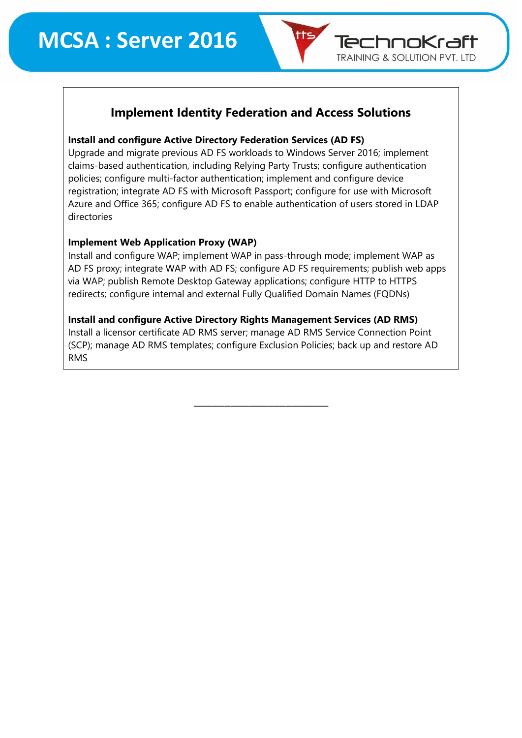## Implement Identity Federation and Access Solutions

**Install and configure Active Directory Federation Services (AD FS)**
Upgrade and migrate previous AD FS workloads to Windows Server 2016; implement claims-based authentication, including Relying Party Trusts; configure authentication policies; configure multi-factor authentication; implement and configure device registration; integrate AD FS with Microsoft Passport; configure for use with Microsoft Azure and Office 365; configure AD FS to enable authentication of users stored in LDAP directories

**Implement Web Application Proxy (WAP)**
Install and configure WAP; implement WAP in pass-through mode; implement WAP as AD FS proxy; integrate WAP with AD FS; configure AD FS requirements; publish web apps via WAP; publish Remote Desktop Gateway applications; configure HTTP to HTTPS redirects; configure internal and external Fully Qualified Domain Names (FQDNs)

**Install and configure Active Directory Rights Management Services (AD RMS)**
Install a licensor certificate AD RMS server; manage AD RMS Service Connection Point (SCP); manage AD RMS templates; configure Exclusion Policies; back up and restore AD RMS

---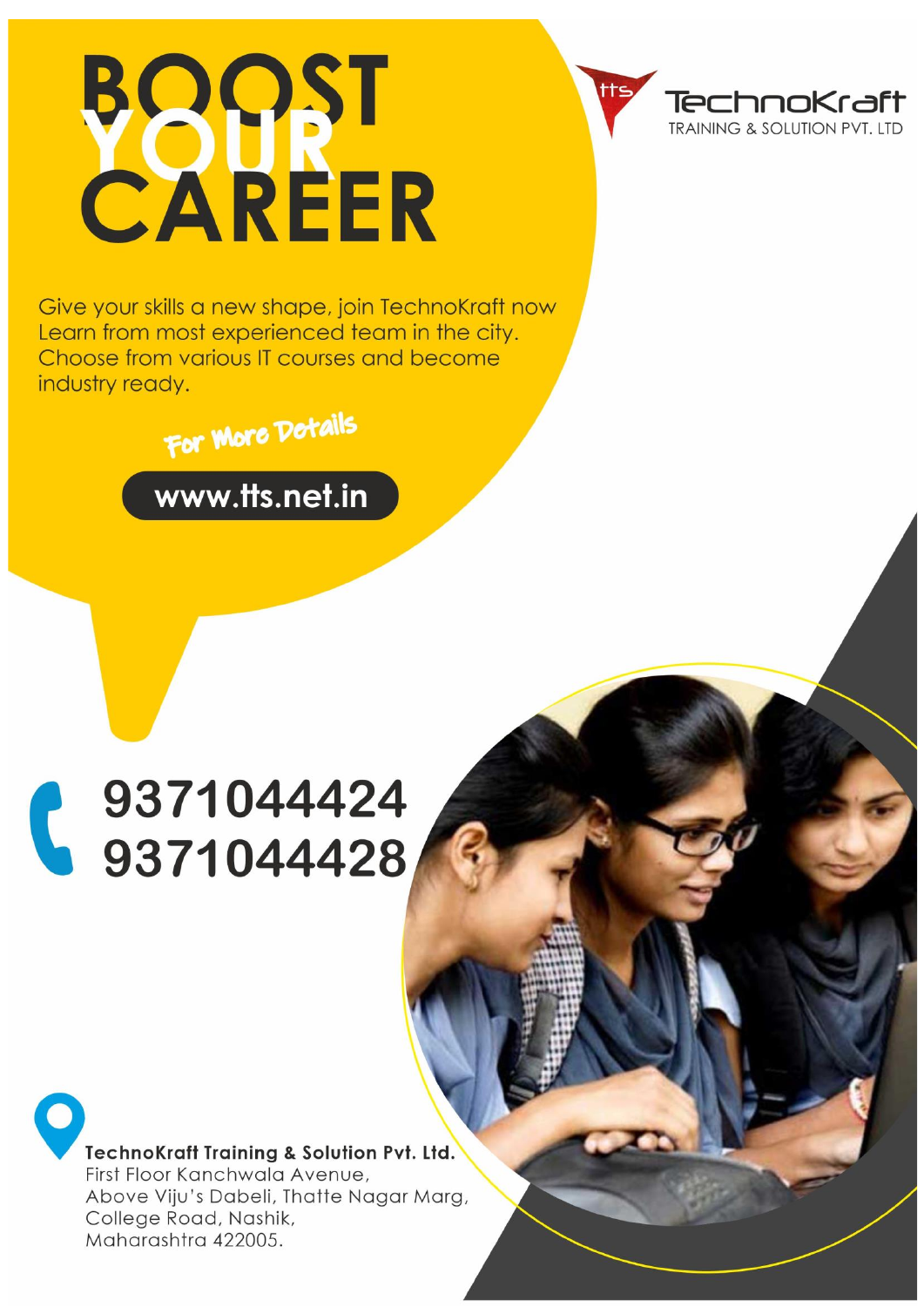# BOOST YOUR CAREER

TechnoKraft
TRAINING & SOLUTION PVT. LTD

Give your skills a new shape, join TechnoKraft now
Learn from most experienced team in the city.
Choose from various IT courses and become industry ready.

For More Details

**www.tts.net.in**

**9371044424**
**9371044428**

**TechnoKraft Training & Solution Pvt. Ltd.**
First Floor Kanchwala Avenue,
Above Viju's Dabeli, Thatte Nagar Marg,
College Road, Nashik,
Maharashtra 422005.